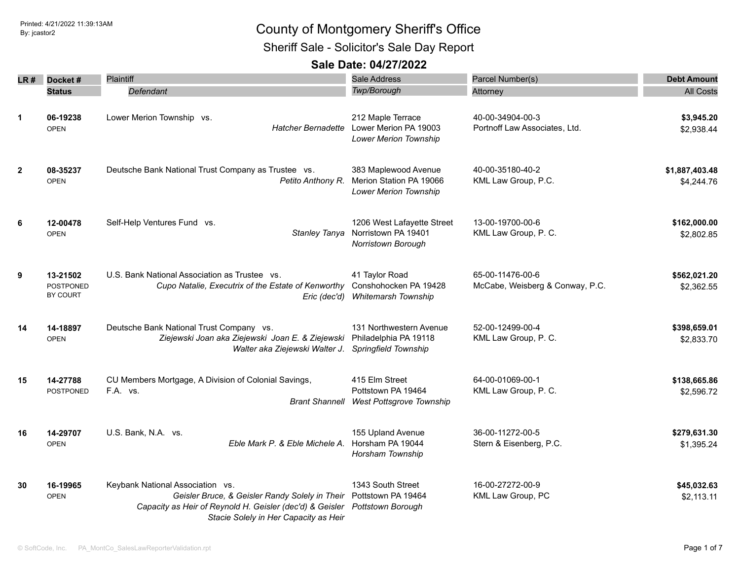Printed: 4/21/2022 11:39:13AM
By: jcastor2

# County of Montgomery Sheriff's Office

## Sheriff Sale - Solicitor's Sale Day Report

### Sale Date: 04/27/2022

| LR # | Docket # / Status | Plaintiff / *Defendant* | Sale Address / *Twp/Borough* | Parcel Number(s) / Attorney | Debt Amount / All Costs |
|---|---|---|---|---|---|
| 1 | **06-19238** OPEN | Lower Merion Township vs. *Hatcher Bernadette* | 212 Maple Terrace Lower Merion PA 19003 *Lower Merion Township* | 40-00-34904-00-3 Portnoff Law Associates, Ltd. | **$3,945.20** $2,938.44 |
| 2 | **08-35237** OPEN | Deutsche Bank National Trust Company as Trustee vs. *Petito Anthony R.* | 383 Maplewood Avenue Merion Station PA 19066 *Lower Merion Township* | 40-00-35180-40-2 KML Law Group, P.C. | **$1,887,403.48** $4,244.76 |
| 6 | **12-00478** OPEN | Self-Help Ventures Fund vs. *Stanley Tanya* | 1206 West Lafayette Street Norristown PA 19401 *Norristown Borough* | 13-00-19700-00-6 KML Law Group, P. C. | **$162,000.00** $2,802.85 |
| 9 | **13-21502** POSTPONED BY COURT | U.S. Bank National Association as Trustee vs. *Cupo Natalie, Executrix of the Estate of Kenworthy Eric (dec'd)* | 41 Taylor Road Conshohocken PA 19428 *Whitemarsh Township* | 65-00-11476-00-6 McCabe, Weisberg & Conway, P.C. | **$562,021.20** $2,362.55 |
| 14 | **14-18897** OPEN | Deutsche Bank National Trust Company vs. *Ziejewski Joan aka Ziejewski Joan E. & Ziejewski Walter aka Ziejewski Walter J.* | 131 Northwestern Avenue Philadelphia PA 19118 *Springfield Township* | 52-00-12499-00-4 KML Law Group, P. C. | **$398,659.01** $2,833.70 |
| 15 | **14-27788** POSTPONED | CU Members Mortgage, A Division of Colonial Savings, F.A. vs. *Brant Shannell* | 415 Elm Street Pottstown PA 19464 *West Pottsgrove Township* | 64-00-01069-00-1 KML Law Group, P. C. | **$138,665.86** $2,596.72 |
| 16 | **14-29707** OPEN | U.S. Bank, N.A. vs. *Eble Mark P. & Eble Michele A.* | 155 Upland Avenue Horsham PA 19044 *Horsham Township* | 36-00-11272-00-5 Stern & Eisenberg, P.C. | **$279,631.30** $1,395.24 |
| 30 | **16-19965** OPEN | Keybank National Association vs. *Geisler Bruce, & Geisler Randy Solely in Their Capacity as Heir of Reynold H. Geisler (dec'd) & Geisler Stacie Solely in Her Capacity as Heir* | 1343 South Street Pottstown PA 19464 *Pottstown Borough* | 16-00-27272-00-9 KML Law Group, PC | **$45,032.63** $2,113.11 |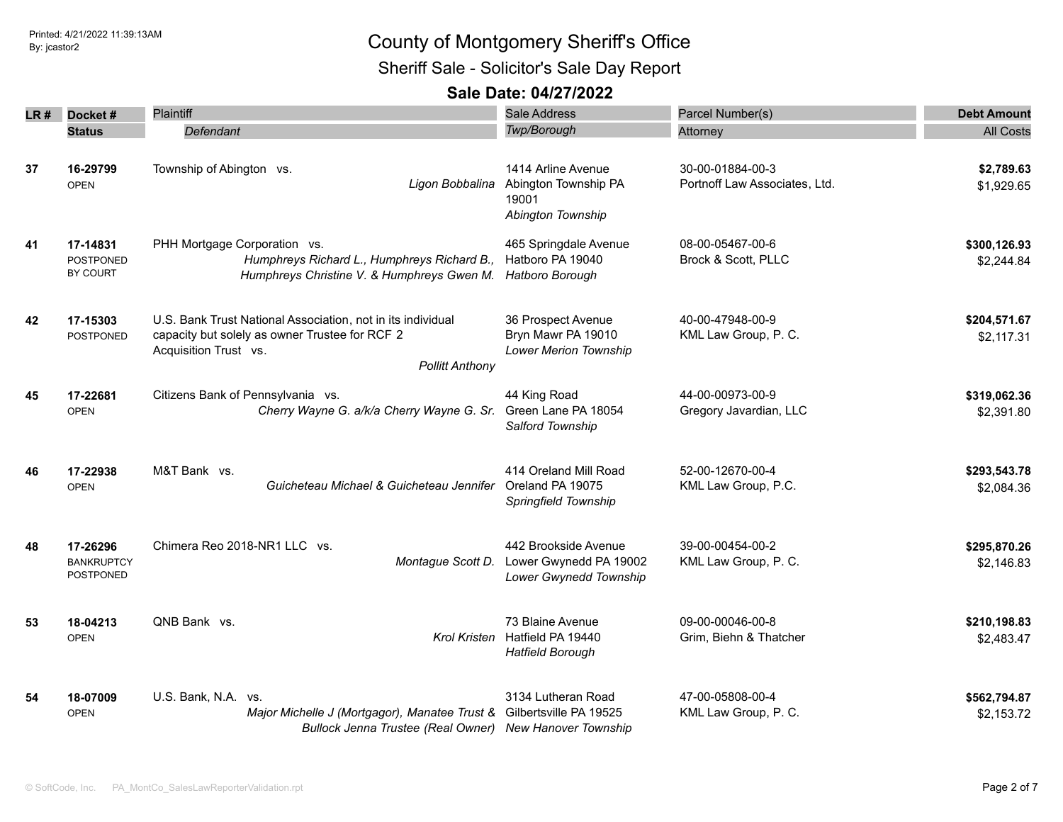# County of Montgomery Sheriff's Office

## Sheriff Sale - Solicitor's Sale Day Report

### Sale Date: 04/27/2022

| LR # | Docket # / Status | Plaintiff / *Defendant* | Sale Address / *Twp/Borough* | Parcel Number(s) / Attorney | Debt Amount / All Costs |
|---|---|---|---|---|---|
| 37 | **16-29799** OPEN | Township of Abington vs. *Ligon Bobbalina* | 1414 Arline Avenue Abington Township PA 19001 *Abington Township* | 30-00-01884-00-3 Portnoff Law Associates, Ltd. | **$2,789.63** $1,929.65 |
| 41 | **17-14831** POSTPONED BY COURT | PHH Mortgage Corporation vs. *Humphreys Richard L., Humphreys Richard B., Humphreys Christine V. & Humphreys Gwen M.* | 465 Springdale Avenue Hatboro PA 19040 *Hatboro Borough* | 08-00-05467-00-6 Brock & Scott, PLLC | **$300,126.93** $2,244.84 |
| 42 | **17-15303** POSTPONED | U.S. Bank Trust National Association, not in its individual capacity but solely as owner Trustee for RCF 2 Acquisition Trust vs. *Pollitt Anthony* | 36 Prospect Avenue Bryn Mawr PA 19010 *Lower Merion Township* | 40-00-47948-00-9 KML Law Group, P. C. | **$204,571.67** $2,117.31 |
| 45 | **17-22681** OPEN | Citizens Bank of Pennsylvania vs. *Cherry Wayne G. a/k/a Cherry Wayne G. Sr.* | 44 King Road Green Lane PA 18054 *Salford Township* | 44-00-00973-00-9 Gregory Javardian, LLC | **$319,062.36** $2,391.80 |
| 46 | **17-22938** OPEN | M&T Bank vs. *Guicheteau Michael & Guicheteau Jennifer* | 414 Oreland Mill Road Oreland PA 19075 *Springfield Township* | 52-00-12670-00-4 KML Law Group, P.C. | **$293,543.78** $2,084.36 |
| 48 | **17-26296** BANKRUPTCY POSTPONED | Chimera Reo 2018-NR1 LLC vs. *Montague Scott D.* | 442 Brookside Avenue Lower Gwynedd PA 19002 *Lower Gwynedd Township* | 39-00-00454-00-2 KML Law Group, P. C. | **$295,870.26** $2,146.83 |
| 53 | **18-04213** OPEN | QNB Bank vs. *Krol Kristen* | 73 Blaine Avenue Hatfield PA 19440 *Hatfield Borough* | 09-00-00046-00-8 Grim, Biehn & Thatcher | **$210,198.83** $2,483.47 |
| 54 | **18-07009** OPEN | U.S. Bank, N.A. vs. *Major Michelle J (Mortgagor), Manatee Trust & Bullock Jenna Trustee (Real Owner)* | 3134 Lutheran Road Gilbertsville PA 19525 *New Hanover Township* | 47-00-05808-00-4 KML Law Group, P. C. | **$562,794.87** $2,153.72 |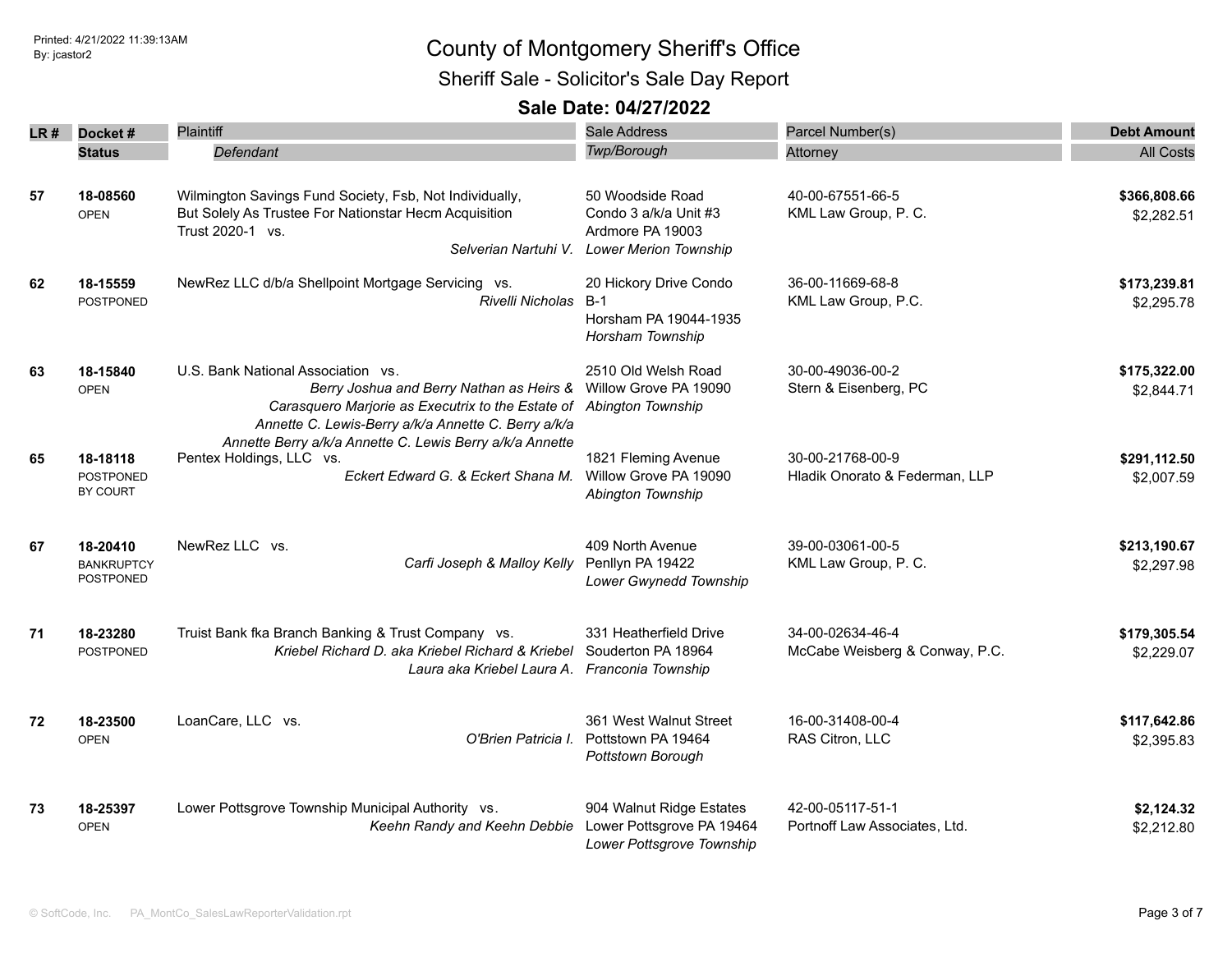# County of Montgomery Sheriff's Office

## Sheriff Sale - Solicitor's Sale Day Report

### Sale Date: 04/27/2022

| LR # | Docket # / Status | Plaintiff / *Defendant* | Sale Address / *Twp/Borough* | Parcel Number(s) / Attorney | Debt Amount / All Costs |
|---|---|---|---|---|---|
| 57 | **18-08560** OPEN | Wilmington Savings Fund Society, Fsb, Not Individually, But Solely As Trustee For Nationstar Hecm Acquisition Trust 2020-1 vs. *Selverian Nartuhi V.* | 50 Woodside Road Condo 3 a/k/a Unit #3 Ardmore PA 19003 *Lower Merion Township* | 40-00-67551-66-5 KML Law Group, P. C. | **$366,808.66** $2,282.51 |
| 62 | **18-15559** POSTPONED | NewRez LLC d/b/a Shellpoint Mortgage Servicing vs. *Rivelli Nicholas* | 20 Hickory Drive Condo B-1 Horsham PA 19044-1935 *Horsham Township* | 36-00-11669-68-8 KML Law Group, P.C. | **$173,239.81** $2,295.78 |
| 63 | **18-15840** OPEN | U.S. Bank National Association vs. *Berry Joshua and Berry Nathan as Heirs & Carasquero Marjorie as Executrix to the Estate of Annette C. Lewis-Berry a/k/a Annette C. Berry a/k/a Annette C. Lewis Berry a/k/a Annette Berry a/k/a Annette C. Lewis Berry a/k/a Annette* | 2510 Old Welsh Road Willow Grove PA 19090 *Abington Township* | 30-00-49036-00-2 Stern & Eisenberg, PC | **$175,322.00** $2,844.71 |
| 65 | **18-18118** POSTPONED BY COURT | Pentex Holdings, LLC vs. *Eckert Edward G. & Eckert Shana M.* | 1821 Fleming Avenue Willow Grove PA 19090 *Abington Township* | 30-00-21768-00-9 Hladik Onorato & Federman, LLP | **$291,112.50** $2,007.59 |
| 67 | **18-20410** BANKRUPTCY POSTPONED | NewRez LLC vs. *Carfi Joseph & Malloy Kelly* | 409 North Avenue Penllyn PA 19422 *Lower Gwynedd Township* | 39-00-03061-00-5 KML Law Group, P. C. | **$213,190.67** $2,297.98 |
| 71 | **18-23280** POSTPONED | Truist Bank fka Branch Banking & Trust Company vs. *Kriebel Richard D. aka Kriebel Richard & Kriebel Laura aka Kriebel Laura A.* | 331 Heatherfield Drive Souderton PA 18964 *Franconia Township* | 34-00-02634-46-4 McCabe Weisberg & Conway, P.C. | **$179,305.54** $2,229.07 |
| 72 | **18-23500** OPEN | LoanCare, LLC vs. *O'Brien Patricia I.* | 361 West Walnut Street Pottstown PA 19464 *Pottstown Borough* | 16-00-31408-00-4 RAS Citron, LLC | **$117,642.86** $2,395.83 |
| 73 | **18-25397** OPEN | Lower Pottsgrove Township Municipal Authority vs. *Keehn Randy and Keehn Debbie* | 904 Walnut Ridge Estates Lower Pottsgrove PA 19464 *Lower Pottsgrove Township* | 42-00-05117-51-1 Portnoff Law Associates, Ltd. | **$2,124.32** $2,212.80 |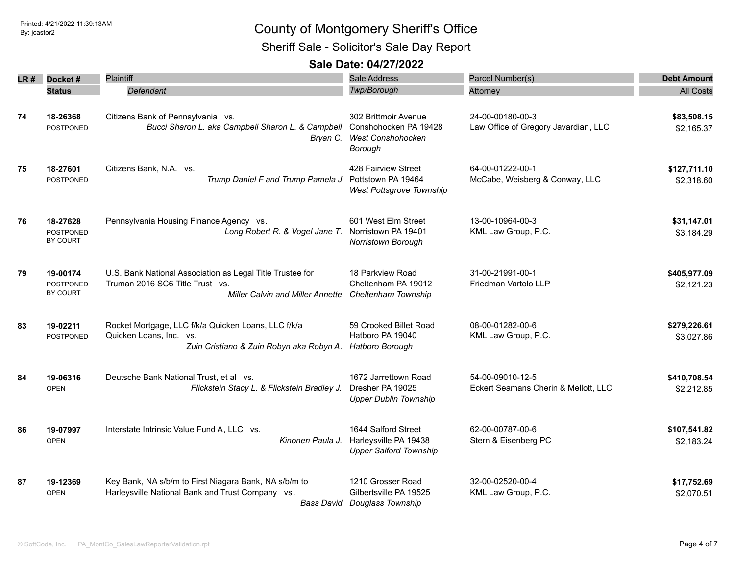Printed: 4/21/2022 11:39:13AM
By: jcastor2

# County of Montgomery Sheriff's Office

## Sheriff Sale - Solicitor's Sale Day Report

### Sale Date: 04/27/2022

| LR # | Docket # / Status | Plaintiff / *Defendant* | Sale Address / *Twp/Borough* | Parcel Number(s) / Attorney | Debt Amount / All Costs |
|---|---|---|---|---|---|
| 74 | **18-26368** POSTPONED | Citizens Bank of Pennsylvania vs. *Bucci Sharon L. aka Campbell Sharon L. & Campbell Bryan C.* | 302 Brittmoir Avenue Conshohocken PA 19428 *West Conshohocken Borough* | 24-00-00180-00-3 Law Office of Gregory Javardian, LLC | **$83,508.15** $2,165.37 |
| 75 | **18-27601** POSTPONED | Citizens Bank, N.A. vs. *Trump Daniel F and Trump Pamela J* | 428 Fairview Street Pottstown PA 19464 *West Pottsgrove Township* | 64-00-01222-00-1 McCabe, Weisberg & Conway, LLC | **$127,711.10** $2,318.60 |
| 76 | **18-27628** POSTPONED BY COURT | Pennsylvania Housing Finance Agency vs. *Long Robert R. & Vogel Jane T.* | 601 West Elm Street Norristown PA 19401 *Norristown Borough* | 13-00-10964-00-3 KML Law Group, P.C. | **$31,147.01** $3,184.29 |
| 79 | **19-00174** POSTPONED BY COURT | U.S. Bank National Association as Legal Title Trustee for Truman 2016 SC6 Title Trust vs. *Miller Calvin and Miller Annette* | 18 Parkview Road Cheltenham PA 19012 *Cheltenham Township* | 31-00-21991-00-1 Friedman Vartolo LLP | **$405,977.09** $2,121.23 |
| 83 | **19-02211** POSTPONED | Rocket Mortgage, LLC f/k/a Quicken Loans, LLC f/k/a Quicken Loans, Inc. vs. *Zuin Cristiano & Zuin Robyn aka Robyn A.* | 59 Crooked Billet Road Hatboro PA 19040 *Hatboro Borough* | 08-00-01282-00-6 KML Law Group, P.C. | **$279,226.61** $3,027.86 |
| 84 | **19-06316** OPEN | Deutsche Bank National Trust, et al vs. *Flickstein Stacy L. & Flickstein Bradley J.* | 1672 Jarrettown Road Dresher PA 19025 *Upper Dublin Township* | 54-00-09010-12-5 Eckert Seamans Cherin & Mellott, LLC | **$410,708.54** $2,212.85 |
| 86 | **19-07997** OPEN | Interstate Intrinsic Value Fund A, LLC vs. *Kinonen Paula J.* | 1644 Salford Street Harleysville PA 19438 *Upper Salford Township* | 62-00-00787-00-6 Stern & Eisenberg PC | **$107,541.82** $2,183.24 |
| 87 | **19-12369** OPEN | Key Bank, NA s/b/m to First Niagara Bank, NA s/b/m to Harleysville National Bank and Trust Company vs. *Bass David* | 1210 Grosser Road Gilbertsville PA 19525 *Douglass Township* | 32-00-02520-00-4 KML Law Group, P.C. | **$17,752.69** $2,070.51 |

© SoftCode, Inc. PA_MontCo_SalesLawReporterValidation.rpt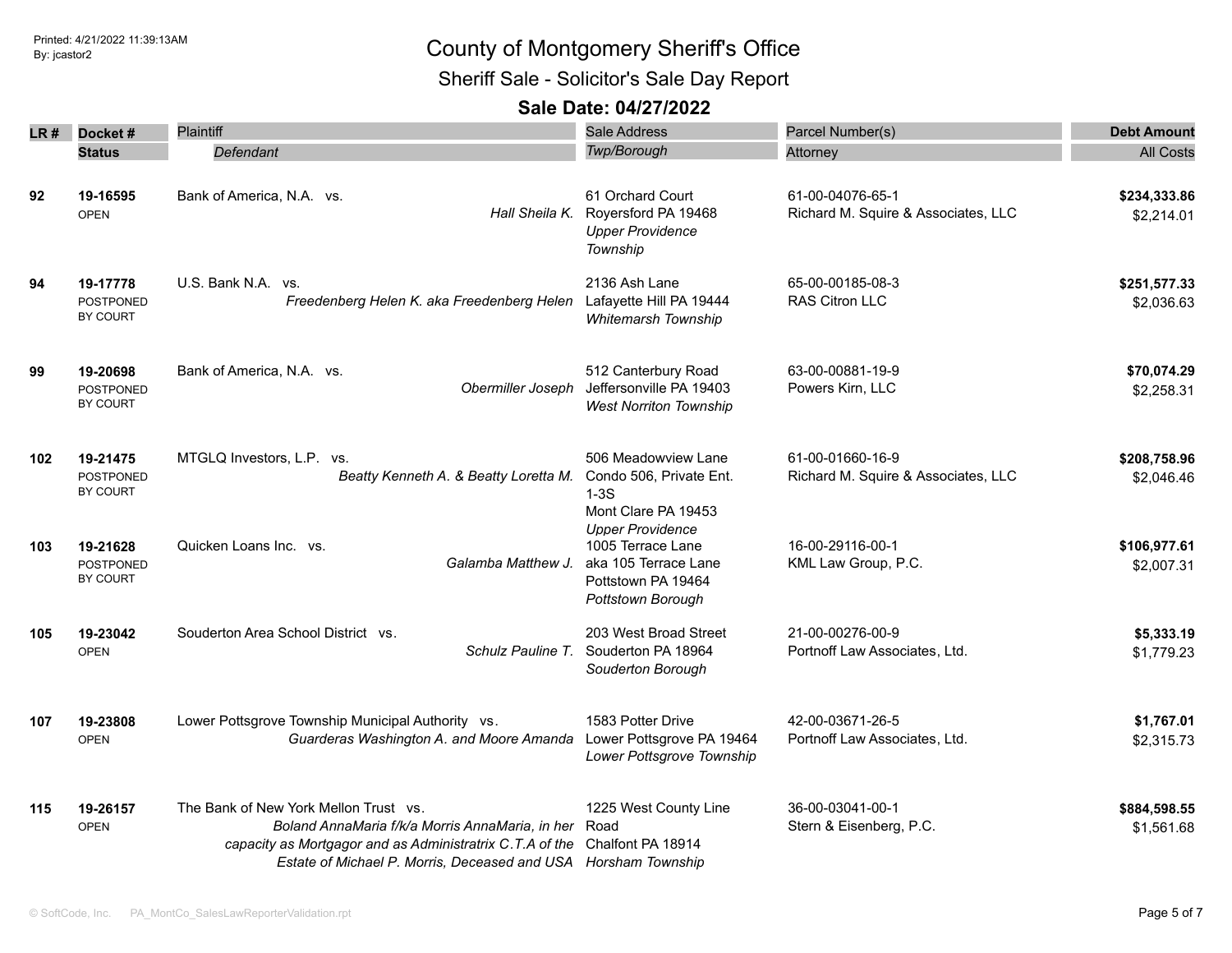# County of Montgomery Sheriff's Office

## Sheriff Sale - Solicitor's Sale Day Report

### Sale Date: 04/27/2022

Printed: 4/21/2022 11:39:13AM
By: jcastor2

| LR # | Docket # / Status | Plaintiff / *Defendant* | Sale Address / *Twp/Borough* | Parcel Number(s) / Attorney | Debt Amount / All Costs |
|---|---|---|---|---|---|
| 92 | **19-16595** OPEN | Bank of America, N.A. vs. *Hall Sheila K.* | 61 Orchard Court Royersford PA 19468 *Upper Providence Township* | 61-00-04076-65-1 Richard M. Squire & Associates, LLC | **$234,333.86** $2,214.01 |
| 94 | **19-17778** POSTPONED BY COURT | U.S. Bank N.A. vs. *Freedenberg Helen K. aka Freedenberg Helen* | 2136 Ash Lane Lafayette Hill PA 19444 *Whitemarsh Township* | 65-00-00185-08-3 RAS Citron LLC | **$251,577.33** $2,036.63 |
| 99 | **19-20698** POSTPONED BY COURT | Bank of America, N.A. vs. *Obermiller Joseph* | 512 Canterbury Road Jeffersonville PA 19403 *West Norriton Township* | 63-00-00881-19-9 Powers Kirn, LLC | **$70,074.29** $2,258.31 |
| 102 | **19-21475** POSTPONED BY COURT | MTGLQ Investors, L.P. vs. *Beatty Kenneth A. & Beatty Loretta M.* | 506 Meadowview Lane Condo 506, Private Ent. 1-3S Mont Clare PA 19453 *Upper Providence* | 61-00-01660-16-9 Richard M. Squire & Associates, LLC | **$208,758.96** $2,046.46 |
| 103 | **19-21628** POSTPONED BY COURT | Quicken Loans Inc. vs. *Galamba Matthew J.* | 1005 Terrace Lane aka 105 Terrace Lane Pottstown PA 19464 *Pottstown Borough* | 16-00-29116-00-1 KML Law Group, P.C. | **$106,977.61** $2,007.31 |
| 105 | **19-23042** OPEN | Souderton Area School District vs. *Schulz Pauline T.* | 203 West Broad Street Souderton PA 18964 *Souderton Borough* | 21-00-00276-00-9 Portnoff Law Associates, Ltd. | **$5,333.19** $1,779.23 |
| 107 | **19-23808** OPEN | Lower Pottsgrove Township Municipal Authority vs. *Guarderas Washington A. and Moore Amanda* | 1583 Potter Drive Lower Pottsgrove PA 19464 *Lower Pottsgrove Township* | 42-00-03671-26-5 Portnoff Law Associates, Ltd. | **$1,767.01** $2,315.73 |
| 115 | **19-26157** OPEN | The Bank of New York Mellon Trust vs. *Boland AnnaMaria f/k/a Morris AnnaMaria, in her capacity as Mortgagor and as Administratrix C.T.A of the Estate of Michael P. Morris, Deceased and USA* | 1225 West County Line Road Chalfont PA 18914 *Horsham Township* | 36-00-03041-00-1 Stern & Eisenberg, P.C. | **$884,598.55** $1,561.68 |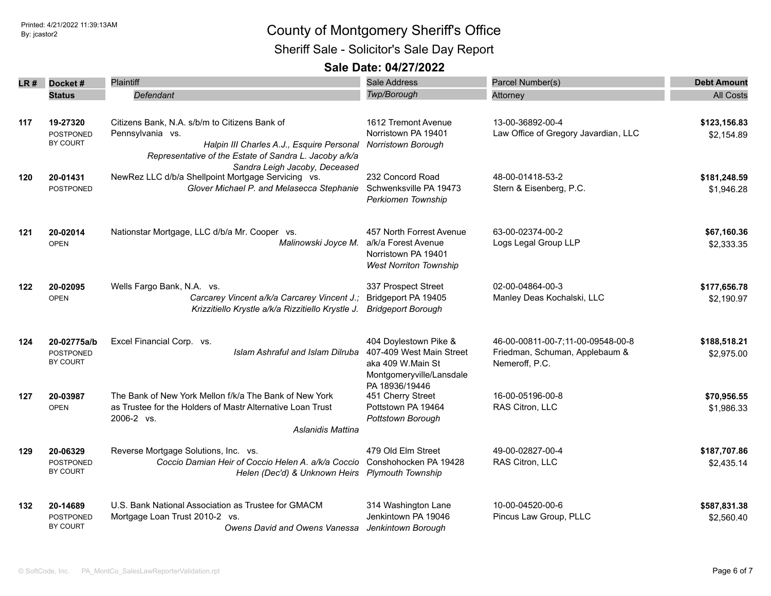# County of Montgomery Sheriff's Office

## Sheriff Sale - Solicitor's Sale Day Report

### Sale Date: 04/27/2022

Printed: 4/21/2022 11:39:13AM
By: jcastor2

| LR # | Docket # / Status | Plaintiff / *Defendant* | Sale Address / *Twp/Borough* | Parcel Number(s) / Attorney | Debt Amount / All Costs |
|---|---|---|---|---|---|
| 117 | 19-27320 POSTPONED BY COURT | Citizens Bank, N.A. s/b/m to Citizens Bank of Pennsylvania vs. *Halpin III Charles A.J., Esquire Personal Representative of the Estate of Sandra L. Jacoby a/k/a Sandra Leigh Jacoby, Deceased* | 1612 Tremont Avenue Norristown PA 19401 *Norristown Borough* | 13-00-36892-00-4 Law Office of Gregory Javardian, LLC | **$123,156.83** $2,154.89 |
| 120 | 20-01431 POSTPONED | NewRez LLC d/b/a Shellpoint Mortgage Servicing vs. *Glover Michael P. and Melasecca Stephanie* | 232 Concord Road Schwenksville PA 19473 *Perkiomen Township* | 48-00-01418-53-2 Stern & Eisenberg, P.C. | **$181,248.59** $1,946.28 |
| 121 | 20-02014 OPEN | Nationstar Mortgage, LLC d/b/a Mr. Cooper vs. *Malinowski Joyce M.* | 457 North Forrest Avenue a/k/a Forest Avenue Norristown PA 19401 *West Norriton Township* | 63-00-02374-00-2 Logs Legal Group LLP | **$67,160.36** $2,333.35 |
| 122 | 20-02095 OPEN | Wells Fargo Bank, N.A. vs. *Carcarey Vincent a/k/a Carcarey Vincent J.; Krizzitiello Krystle a/k/a Rizzitiello Krystle J.* | 337 Prospect Street Bridgeport PA 19405 *Bridgeport Borough* | 02-00-04864-00-3 Manley Deas Kochalski, LLC | **$177,656.78** $2,190.97 |
| 124 | 20-02775a/b POSTPONED BY COURT | Excel Financial Corp. vs. *Islam Ashraful and Islam Dilruba* | 404 Doylestown Pike & 407-409 West Main Street aka 409 W.Main St Montgomeryville/Lansdale PA 18936/19446 | 46-00-00811-00-7;11-00-09548-00-8 Friedman, Schuman, Applebaum & Nemeroff, P.C. | **$188,518.21** $2,975.00 |
| 127 | 20-03987 OPEN | The Bank of New York Mellon f/k/a The Bank of New York as Trustee for the Holders of Mastr Alternative Loan Trust 2006-2 vs. *Aslanidis Mattina* | 451 Cherry Street Pottstown PA 19464 *Pottstown Borough* | 16-00-05196-00-8 RAS Citron, LLC | **$70,956.55** $1,986.33 |
| 129 | 20-06329 POSTPONED BY COURT | Reverse Mortgage Solutions, Inc. vs. *Coccio Damian Heir of Coccio Helen A. a/k/a Coccio Helen (Dec'd) & Unknown Heirs* | 479 Old Elm Street Conshohocken PA 19428 *Plymouth Township* | 49-00-02827-00-4 RAS Citron, LLC | **$187,707.86** $2,435.14 |
| 132 | 20-14689 POSTPONED BY COURT | U.S. Bank National Association as Trustee for GMACM Mortgage Loan Trust 2010-2 vs. *Owens David and Owens Vanessa* | 314 Washington Lane Jenkintown PA 19046 *Jenkintown Borough* | 10-00-04520-00-6 Pincus Law Group, PLLC | **$587,831.38** $2,560.40 |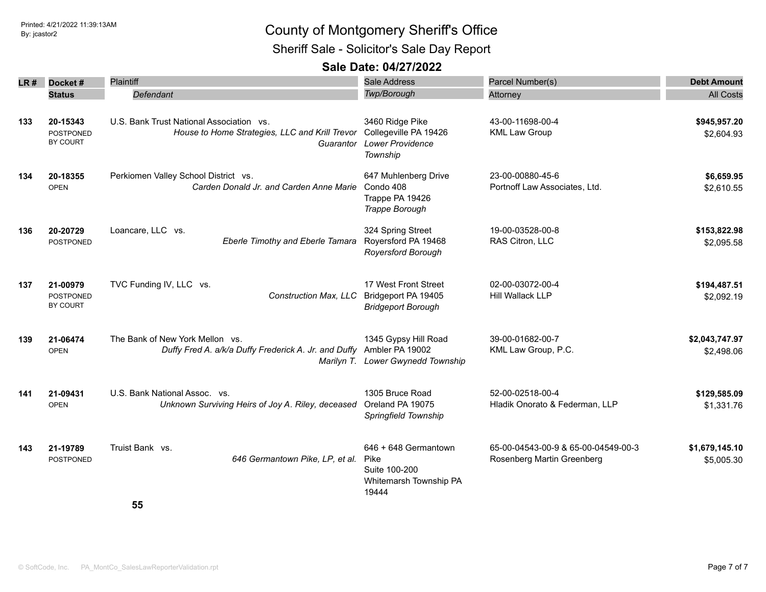# County of Montgomery Sheriff's Office

## Sheriff Sale - Solicitor's Sale Day Report

### Sale Date: 04/27/2022

Printed: 4/21/2022 11:39:13AM
By: jcastor2

| LR # | Docket # / Status | Plaintiff / *Defendant* | Sale Address / *Twp/Borough* | Parcel Number(s) / Attorney | Debt Amount / All Costs |
|---|---|---|---|---|---|
| 133 | **20-15343** POSTPONED BY COURT | U.S. Bank Trust National Association vs. *House to Home Strategies, LLC and Krill Trevor Guarantor* | 3460 Ridge Pike Collegeville PA 19426 *Lower Providence Township* | 43-00-11698-00-4 KML Law Group | **$945,957.20** $2,604.93 |
| 134 | **20-18355** OPEN | Perkiomen Valley School District vs. *Carden Donald Jr. and Carden Anne Marie* | 647 Muhlenberg Drive Condo 408 Trappe PA 19426 *Trappe Borough* | 23-00-00880-45-6 Portnoff Law Associates, Ltd. | **$6,659.95** $2,610.55 |
| 136 | **20-20729** POSTPONED | Loancare, LLC vs. *Eberle Timothy and Eberle Tamara* | 324 Spring Street Royersford PA 19468 *Royersford Borough* | 19-00-03528-00-8 RAS Citron, LLC | **$153,822.98** $2,095.58 |
| 137 | **21-00979** POSTPONED BY COURT | TVC Funding IV, LLC vs. *Construction Max, LLC* | 17 West Front Street Bridgeport PA 19405 *Bridgeport Borough* | 02-00-03072-00-4 Hill Wallack LLP | **$194,487.51** $2,092.19 |
| 139 | **21-06474** OPEN | The Bank of New York Mellon vs. *Duffy Fred A. a/k/a Duffy Frederick A. Jr. and Duffy Marilyn T.* | 1345 Gypsy Hill Road Ambler PA 19002 *Lower Gwynedd Township* | 39-00-01682-00-7 KML Law Group, P.C. | **$2,043,747.97** $2,498.06 |
| 141 | **21-09431** OPEN | U.S. Bank National Assoc. vs. *Unknown Surviving Heirs of Joy A. Riley, deceased* | 1305 Bruce Road Oreland PA 19075 *Springfield Township* | 52-00-02518-00-4 Hladik Onorato & Federman, LLP | **$129,585.09** $1,331.76 |
| 143 | **21-19789** POSTPONED | Truist Bank vs. *646 Germantown Pike, LP, et al.* | 646 + 648 Germantown Pike Suite 100-200 Whitemarsh Township PA 19444 | 65-00-04543-00-9 & 65-00-04549-00-3 Rosenberg Martin Greenberg | **$1,679,145.10** $5,005.30 |

**55**